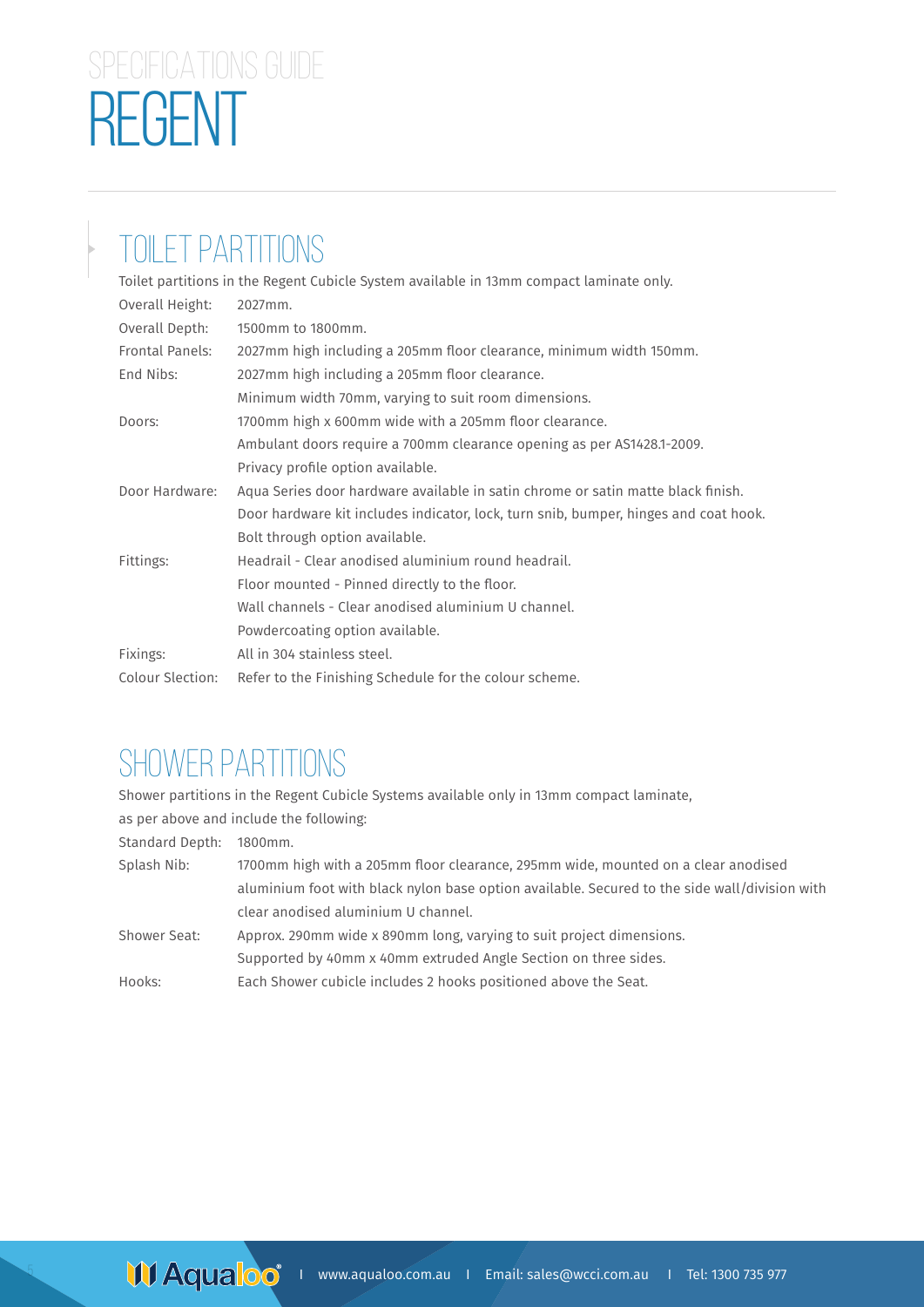# SPECIFICATIONS GUIDE
# REGENT

## TOILET PARTITIONS

Toilet partitions in the Regent Cubicle System available in 13mm compact laminate only.

| | |
|---|---|
| Overall Height: | 2027mm. |
| Overall Depth: | 1500mm to 1800mm. |
| Frontal Panels: | 2027mm high including a 205mm floor clearance, minimum width 150mm. |
| End Nibs: | 2027mm high including a 205mm floor clearance.<br>Minimum width 70mm, varying to suit room dimensions. |
| Doors: | 1700mm high x 600mm wide with a 205mm floor clearance.<br>Ambulant doors require a 700mm clearance opening as per AS1428.1-2009.<br>Privacy profile option available. |
| Door Hardware: | Aqua Series door hardware available in satin chrome or satin matte black finish.<br>Door hardware kit includes indicator, lock, turn snib, bumper, hinges and coat hook.<br>Bolt through option available. |
| Fittings: | Headrail - Clear anodised aluminium round headrail.<br>Floor mounted - Pinned directly to the floor.<br>Wall channels - Clear anodised aluminium U channel.<br>Powdercoating option available. |
| Fixings: | All in 304 stainless steel. |
| Colour Slection: | Refer to the Finishing Schedule for the colour scheme. |

## SHOWER PARTITIONS

Shower partitions in the Regent Cubicle Systems available only in 13mm compact laminate, as per above and include the following:

| | |
|---|---|
| Standard Depth: | 1800mm. |
| Splash Nib: | 1700mm high with a 205mm floor clearance, 295mm wide, mounted on a clear anodised aluminium foot with black nylon base option available. Secured to the side wall/division with clear anodised aluminium U channel. |
| Shower Seat: | Approx. 290mm wide x 890mm long, varying to suit project dimensions.<br>Supported by 40mm x 40mm extruded Angle Section on three sides. |
| Hooks: | Each Shower cubicle includes 2 hooks positioned above the Seat. |

Aqualoo | www.aqualoo.com.au | Email: sales@wcci.com.au | Tel: 1300 735 977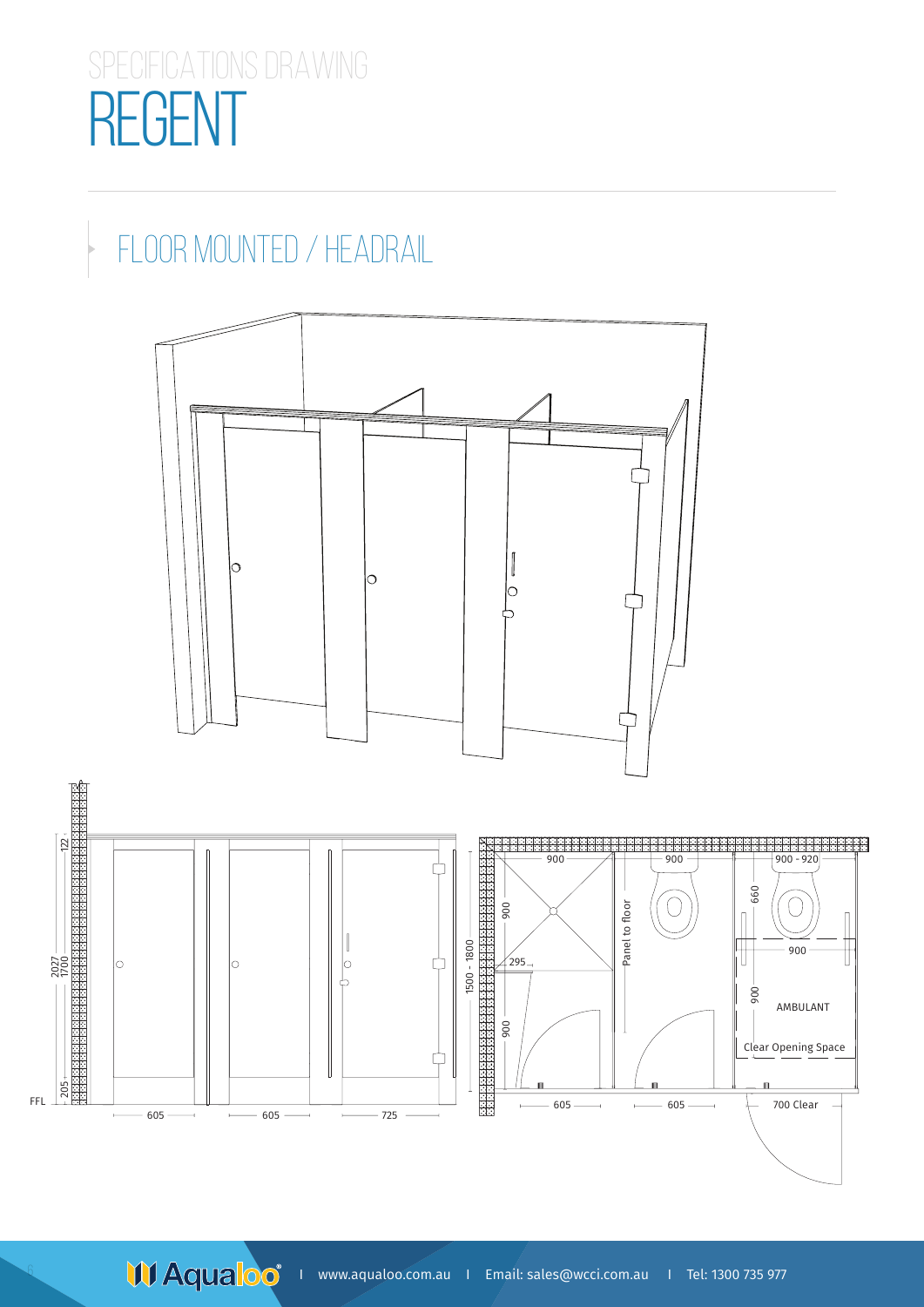# SPECIFICATIONS DRAWING
# REGENT

## FLOOR MOUNTED / HEADRAIL

122
2027
1700
205
FFL
605
605
725
1500 - 1800
900
900
900
295
Panel to floor
900
900
900 - 920
660
900
900
AMBULANT
Clear Opening Space
605
605
700 Clear